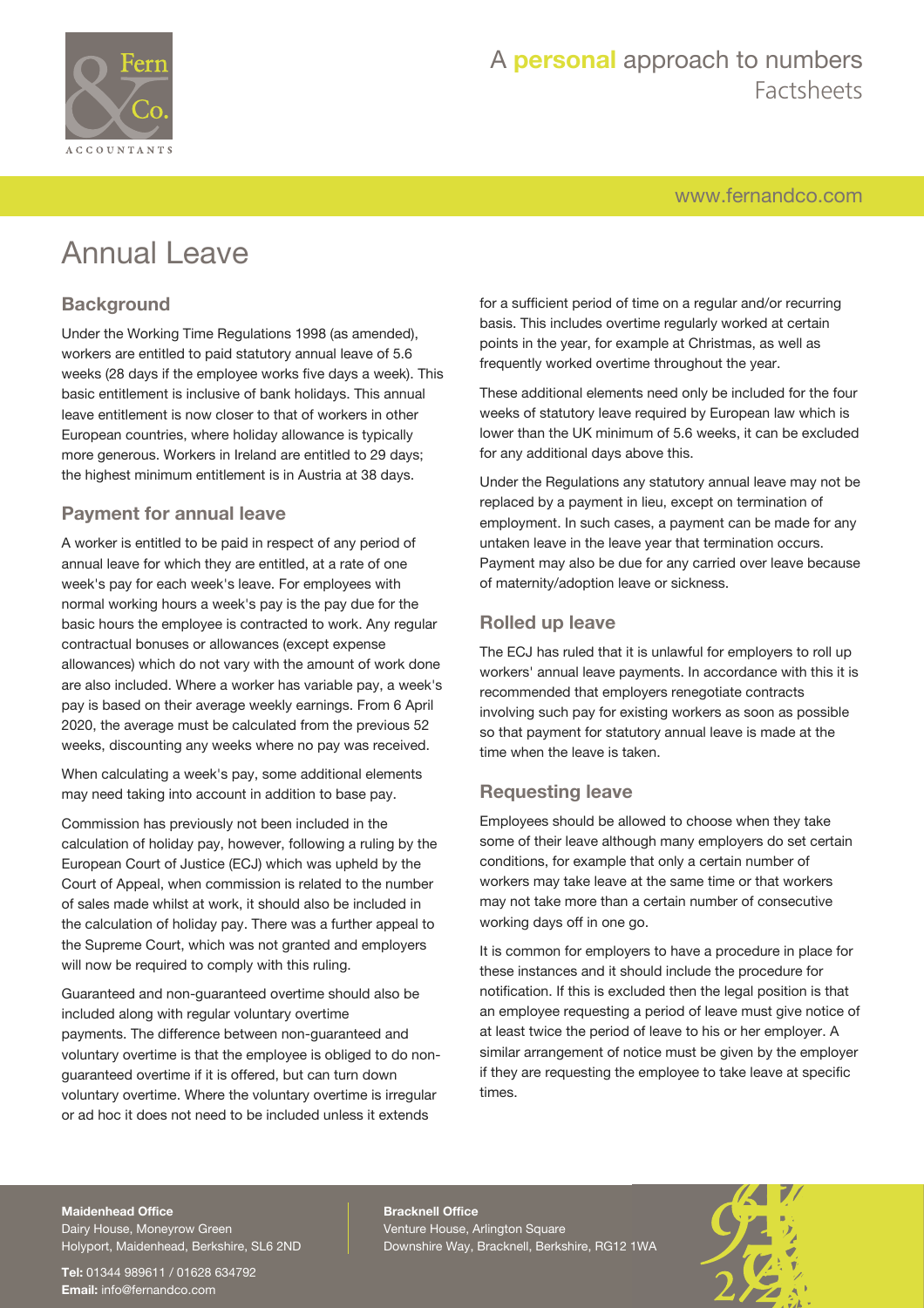# Annual Leave

## Background

Under the Working Time Regulations 1998 (as amended), workers are entitled to paid statutory annual leave of 5.6 weeks (28 days if the employee works five days a week). This basic entitlement is inclusive of bank holidays. This annual leave entitlement is now closer to that of workers in other European countries, where holiday allowance is typically more generous. Workers in Ireland are entitled to 29 days; the highest minimum entitlement is in Austria at 38 days.

## Payment for annual leave

A worker is entitled to be paid in respect of any period of annual leave for which they are entitled, at a rate of one week's pay for each week's leave. For employees with normal working hours a week's pay is the pay due for the basic hours the employee is contracted to work. Any regular contractual bonuses or allowances (except expense allowances) which do not vary with the amount of work done are also included. Where a worker has variable pay, a week's pay is based on their average weekly earnings. From 6 April 2020, the average must be calculated from the previous 52 weeks, discounting any weeks where no pay was received.

When calculating a week's pay, some additional elements may need taking into account in addition to base pay.

Commission has previously not been included in the calculation of holiday pay, however, following a ruling by the European Court of Justice (ECJ) which was upheld by the Court of Appeal, when commission is related to the number of sales made whilst at work, it should also be included in the calculation of holiday pay. There was a further appeal to the Supreme Court, which was not granted and employers will now be required to comply with this ruling.

Guaranteed and non-guaranteed overtime should also be included along with regular voluntary overtime payments. The difference between non-guaranteed and voluntary overtime is that the employee is obliged to do non-guaranteed overtime if it is offered, but can turn down voluntary overtime. Where the voluntary overtime is irregular or ad hoc it does not need to be included unless it extends for a sufficient period of time on a regular and/or recurring basis. This includes overtime regularly worked at certain points in the year, for example at Christmas, as well as frequently worked overtime throughout the year.

These additional elements need only be included for the four weeks of statutory leave required by European law which is lower than the UK minimum of 5.6 weeks, it can be excluded for any additional days above this.

Under the Regulations any statutory annual leave may not be replaced by a payment in lieu, except on termination of employment. In such cases, a payment can be made for any untaken leave in the leave year that termination occurs. Payment may also be due for any carried over leave because of maternity/adoption leave or sickness.

## Rolled up leave

The ECJ has ruled that it is unlawful for employers to roll up workers' annual leave payments. In accordance with this it is recommended that employers renegotiate contracts involving such pay for existing workers as soon as possible so that payment for statutory annual leave is made at the time when the leave is taken.

## Requesting leave

Employees should be allowed to choose when they take some of their leave although many employers do set certain conditions, for example that only a certain number of workers may take leave at the same time or that workers may not take more than a certain number of consecutive working days off in one go.

It is common for employers to have a procedure in place for these instances and it should include the procedure for notification. If this is excluded then the legal position is that an employee requesting a period of leave must give notice of at least twice the period of leave to his or her employer. A similar arrangement of notice must be given by the employer if they are requesting the employee to take leave at specific times.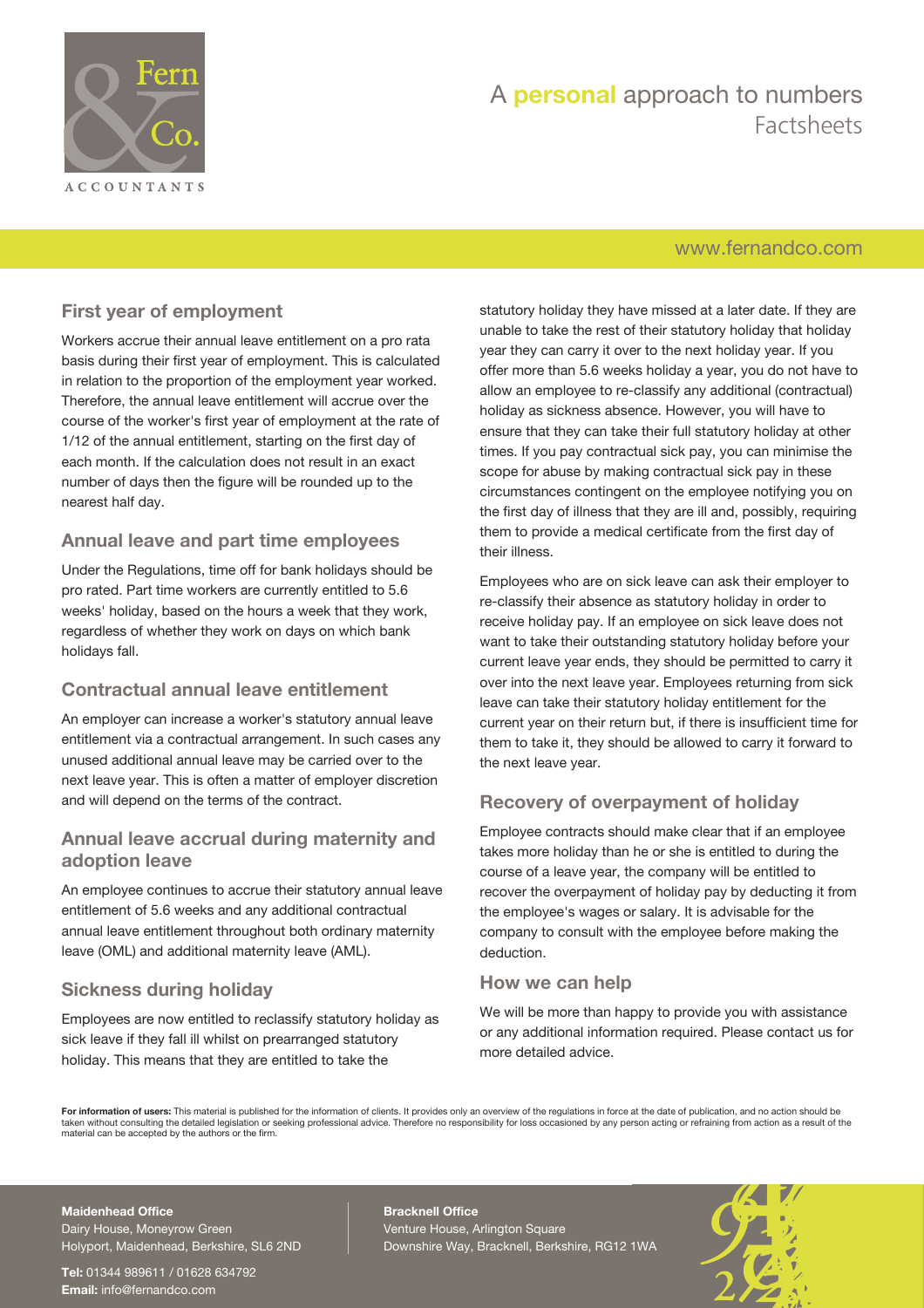## First year of employment

Workers accrue their annual leave entitlement on a pro rata basis during their first year of employment. This is calculated in relation to the proportion of the employment year worked. Therefore, the annual leave entitlement will accrue over the course of the worker's first year of employment at the rate of 1/12 of the annual entitlement, starting on the first day of each month. If the calculation does not result in an exact number of days then the figure will be rounded up to the nearest half day.

## Annual leave and part time employees

Under the Regulations, time off for bank holidays should be pro rated. Part time workers are currently entitled to 5.6 weeks' holiday, based on the hours a week that they work, regardless of whether they work on days on which bank holidays fall.

## Contractual annual leave entitlement

An employer can increase a worker's statutory annual leave entitlement via a contractual arrangement. In such cases any unused additional annual leave may be carried over to the next leave year. This is often a matter of employer discretion and will depend on the terms of the contract.

## Annual leave accrual during maternity and adoption leave

An employee continues to accrue their statutory annual leave entitlement of 5.6 weeks and any additional contractual annual leave entitlement throughout both ordinary maternity leave (OML) and additional maternity leave (AML).

## Sickness during holiday

Employees are now entitled to reclassify statutory holiday as sick leave if they fall ill whilst on prearranged statutory holiday. This means that they are entitled to take the statutory holiday they have missed at a later date. If they are unable to take the rest of their statutory holiday that holiday year they can carry it over to the next holiday year. If you offer more than 5.6 weeks holiday a year, you do not have to allow an employee to re-classify any additional (contractual) holiday as sickness absence. However, you will have to ensure that they can take their full statutory holiday at other times. If you pay contractual sick pay, you can minimise the scope for abuse by making contractual sick pay in these circumstances contingent on the employee notifying you on the first day of illness that they are ill and, possibly, requiring them to provide a medical certificate from the first day of their illness.

Employees who are on sick leave can ask their employer to re-classify their absence as statutory holiday in order to receive holiday pay. If an employee on sick leave does not want to take their outstanding statutory holiday before your current leave year ends, they should be permitted to carry it over into the next leave year. Employees returning from sick leave can take their statutory holiday entitlement for the current year on their return but, if there is insufficient time for them to take it, they should be allowed to carry it forward to the next leave year.

## Recovery of overpayment of holiday

Employee contracts should make clear that if an employee takes more holiday than he or she is entitled to during the course of a leave year, the company will be entitled to recover the overpayment of holiday pay by deducting it from the employee's wages or salary. It is advisable for the company to consult with the employee before making the deduction.

## How we can help

We will be more than happy to provide you with assistance or any additional information required. Please contact us for more detailed advice.

**For information of users:** This material is published for the information of clients. It provides only an overview of the regulations in force at the date of publication, and no action should be taken without consulting the detailed legislation or seeking professional advice. Therefore no responsibility for loss occasioned by any person acting or refraining from action as a result of the material can be accepted by the authors or the firm.